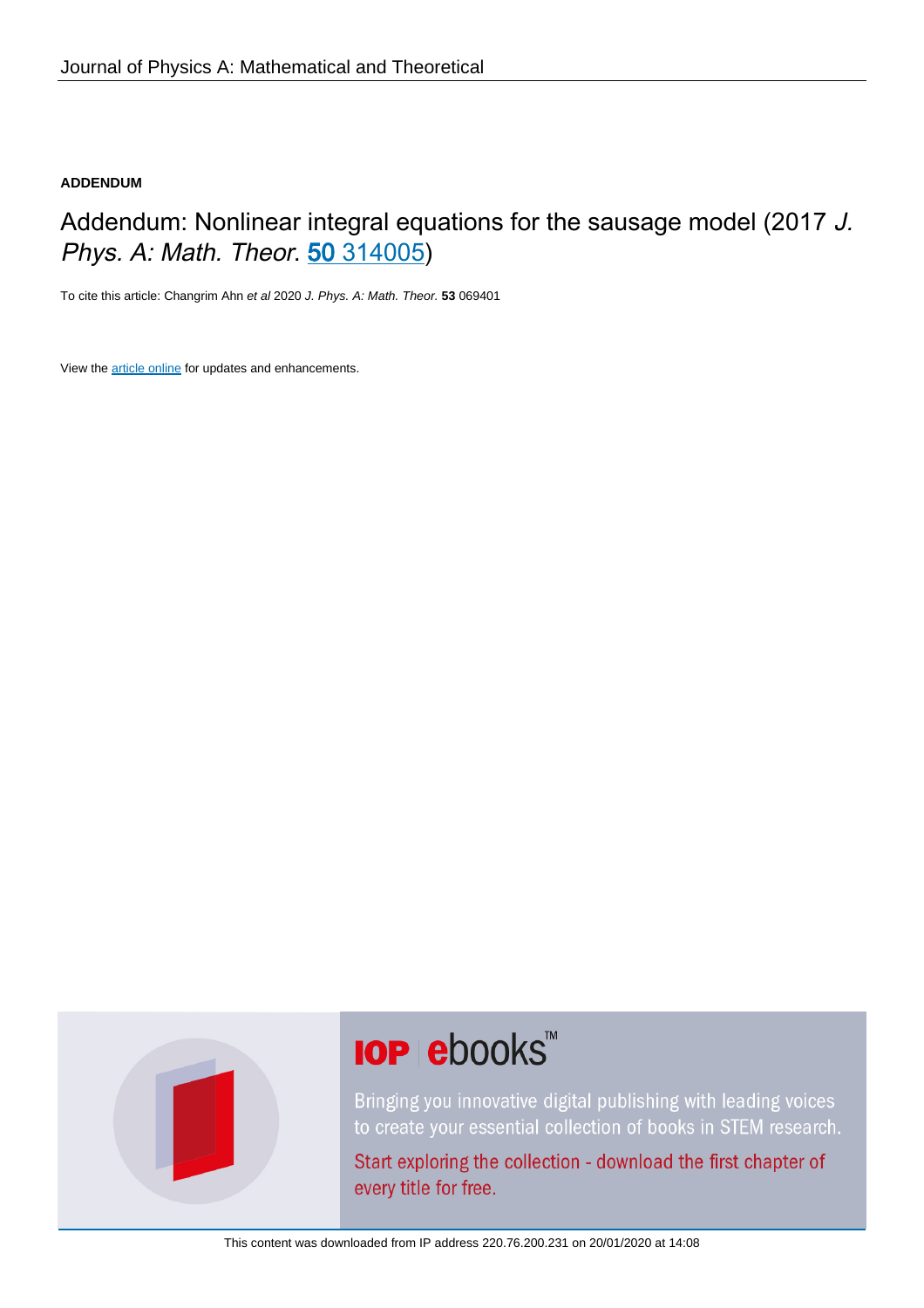**ADDENDUM**

# Addendum: Nonlinear integral equations for the sausage model (2017 *J. Phys. A: Math. Theor.* **50** 314005)

To cite this article: Changrim Ahn *et al* 2020 *J. Phys. A: Math. Theor.* **53** 069401

View the article online for updates and enhancements.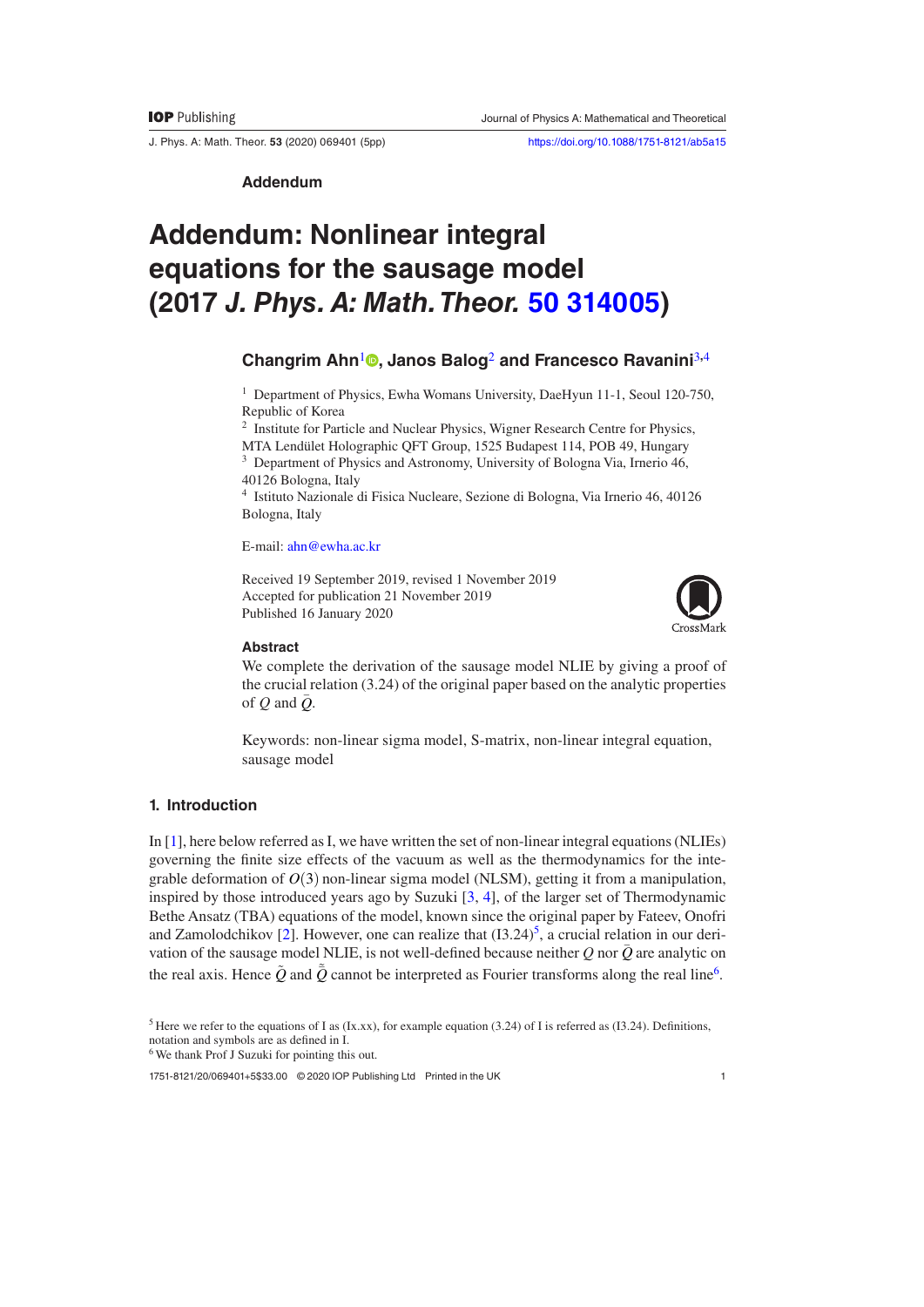Addendum

# Addendum: Nonlinear integral equations for the sausage model (2017 *J. Phys. A: Math. Theor.* 50 314005)

**Changrim Ahn**[1], **Janos Balog**[2] **and Francesco Ravanini**[3,4]

[1] Department of Physics, Ewha Womans University, DaeHyun 11-1, Seoul 120-750, Republic of Korea

[2] Institute for Particle and Nuclear Physics, Wigner Research Centre for Physics, MTA Lendület Holographic QFT Group, 1525 Budapest 114, POB 49, Hungary

[3] Department of Physics and Astronomy, University of Bologna Via, Irnerio 46, 40126 Bologna, Italy

[4] Istituto Nazionale di Fisica Nucleare, Sezione di Bologna, Via Irnerio 46, 40126 Bologna, Italy

E-mail: ahn@ewha.ac.kr

Received 19 September 2019, revised 1 November 2019
Accepted for publication 21 November 2019
Published 16 January 2020

### Abstract

We complete the derivation of the sausage model NLIE by giving a proof of the crucial relation (3.24) of the original paper based on the analytic properties of $Q$ and $\bar{Q}$.

Keywords: non-linear sigma model, S-matrix, non-linear integral equation, sausage model

## 1. Introduction

In [1], here below referred as I, we have written the set of non-linear integral equations (NLIEs) governing the finite size effects of the vacuum as well as the thermodynamics for the integrable deformation of $O(3)$ non-linear sigma model (NLSM), getting it from a manipulation, inspired by those introduced years ago by Suzuki [3, 4], of the larger set of Thermodynamic Bethe Ansatz (TBA) equations of the model, known since the original paper by Fateev, Onofri and Zamolodchikov [2]. However, one can realize that (I3.24)[5], a crucial relation in our derivation of the sausage model NLIE, is not well-defined because neither $Q$ nor $\bar{Q}$ are analytic on the real axis. Hence $\tilde{Q}$ and $\tilde{\bar{Q}}$ cannot be interpreted as Fourier transforms along the real line[6].

[5] Here we refer to the equations of I as (Ix.xx), for example equation (3.24) of I is referred as (I3.24). Definitions, notation and symbols are as defined in I.

[6] We thank Prof J Suzuki for pointing this out.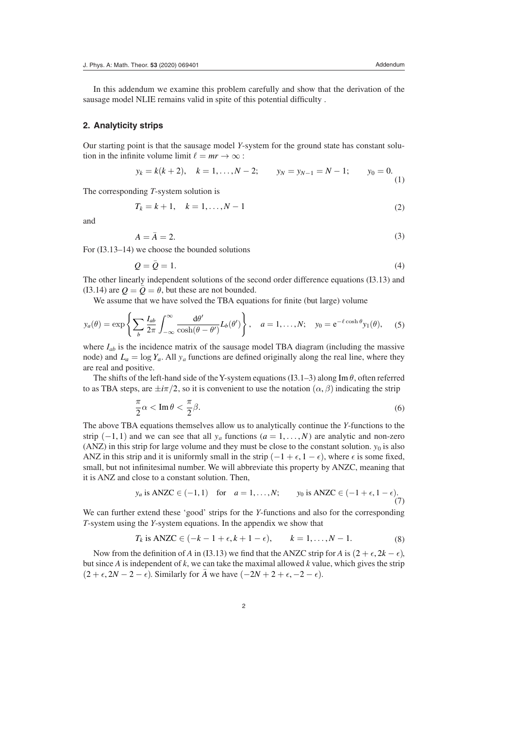In this addendum we examine this problem carefully and show that the derivation of the sausage model NLIE remains valid in spite of this potential difficulty .

## 2. Analyticity strips

Our starting point is that the sausage model *Y*-system for the ground state has constant solution in the infinite volume limit $\ell = mr \to \infty$ :

$$y_k = k(k+2), \quad k = 1, \ldots, N-2; \qquad y_N = y_{N-1} = N-1; \qquad y_0 = 0. \tag{1}$$

The corresponding *T*-system solution is

$$T_k = k+1, \quad k = 1, \ldots, N-1 \tag{2}$$

and

$$A = \bar{A} = 2. \tag{3}$$

For (I3.13–14) we choose the bounded solutions

$$Q = \bar{Q} = 1. \tag{4}$$

The other linearly independent solutions of the second order difference equations (I3.13) and (I3.14) are $Q = \bar{Q} = \theta$, but these are not bounded.

We assume that we have solved the TBA equations for finite (but large) volume

$$y_a(\theta) = \exp\left\{ \sum_b \frac{I_{ab}}{2\pi} \int_{-\infty}^{\infty} \frac{\mathrm{d}\theta'}{\cosh(\theta - \theta')} L_b(\theta') \right\}, \quad a = 1, \ldots, N; \quad y_0 = \mathrm{e}^{-\ell \cosh\theta} y_1(\theta), \tag{5}$$

where $I_{ab}$ is the incidence matrix of the sausage model TBA diagram (including the massive node) and $L_a = \log Y_a$. All $y_a$ functions are defined originally along the real line, where they are real and positive.

The shifts of the left-hand side of the Y-system equations (I3.1–3) along $\mathrm{Im}\,\theta$, often referred to as TBA steps, are $\pm i\pi/2$, so it is convenient to use the notation $(\alpha, \beta)$ indicating the strip

$$\frac{\pi}{2}\alpha < \mathrm{Im}\,\theta < \frac{\pi}{2}\beta. \tag{6}$$

The above TBA equations themselves allow us to analytically continue the *Y*-functions to the strip $(-1, 1)$ and we can see that all $y_a$ functions $(a = 1, \ldots, N)$ are analytic and non-zero (ANZ) in this strip for large volume and they must be close to the constant solution. $y_0$ is also ANZ in this strip and it is uniformly small in the strip $(-1+\epsilon, 1-\epsilon)$, where $\epsilon$ is some fixed, small, but not infinitesimal number. We will abbreviate this property by ANZC, meaning that it is ANZ and close to a constant solution. Then,

$$y_a \text{ is ANZC} \in (-1, 1) \quad \text{for} \quad a = 1, \ldots, N; \qquad y_0 \text{ is ANZC} \in (-1+\epsilon, 1-\epsilon). \tag{7}$$

We can further extend these 'good' strips for the *Y*-functions and also for the corresponding *T*-system using the *Y*-system equations. In the appendix we show that

$$T_k \text{ is ANZC} \in (-k-1+\epsilon, k+1-\epsilon), \qquad k = 1, \ldots, N-1. \tag{8}$$

Now from the definition of *A* in (I3.13) we find that the ANZC strip for *A* is $(2+\epsilon, 2k-\epsilon)$, but since *A* is independent of *k*, we can take the maximal allowed *k* value, which gives the strip $(2+\epsilon, 2N-2-\epsilon)$. Similarly for $\bar{A}$ we have $(-2N+2+\epsilon, -2-\epsilon)$.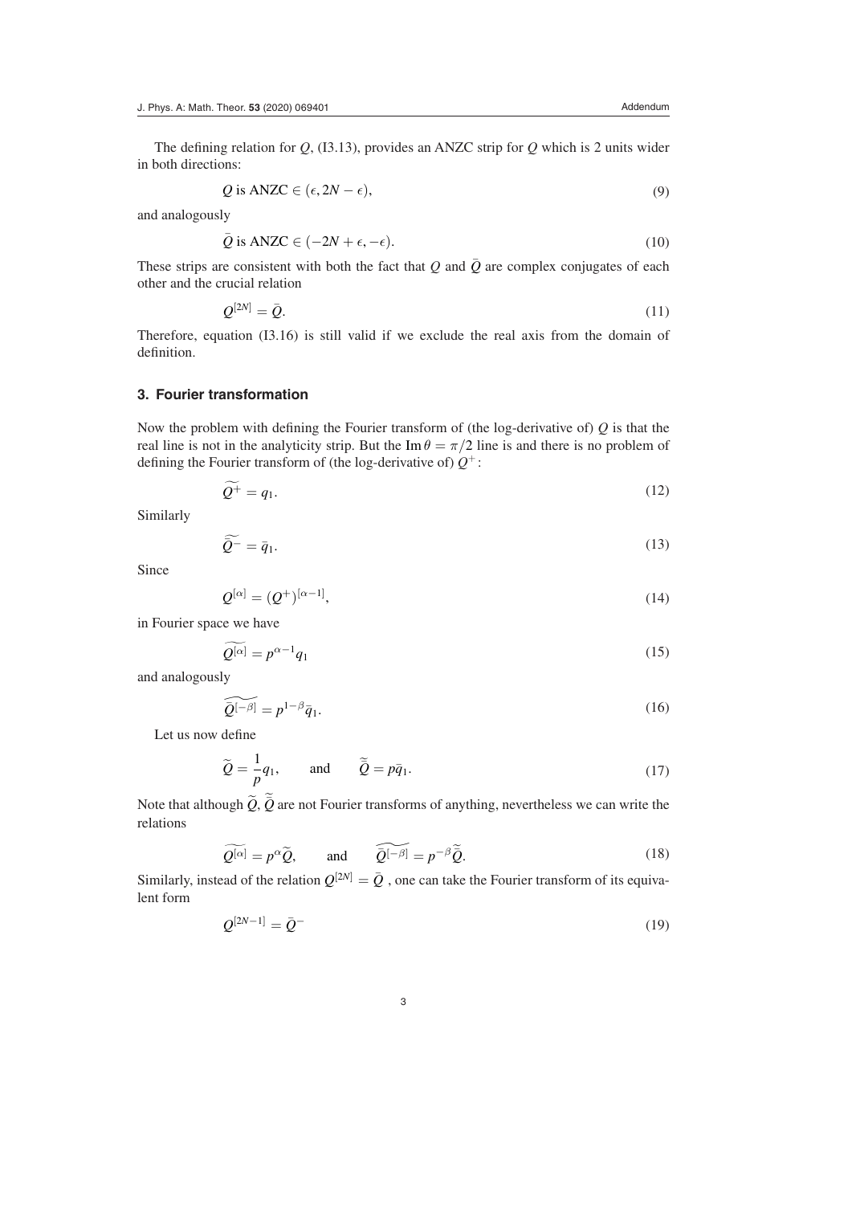The defining relation for $Q$, (I3.13), provides an ANZC strip for $Q$ which is 2 units wider in both directions:

$$Q \text{ is ANZC} \in (\epsilon, 2N - \epsilon), \tag{9}$$

and analogously

$$\bar{Q} \text{ is ANZC} \in (-2N + \epsilon, -\epsilon). \tag{10}$$

These strips are consistent with both the fact that $Q$ and $\bar{Q}$ are complex conjugates of each other and the crucial relation

$$Q^{[2N]} = \bar{Q}. \tag{11}$$

Therefore, equation (I3.16) is still valid if we exclude the real axis from the domain of definition.

### 3. Fourier transformation

Now the problem with defining the Fourier transform of (the log-derivative of) $Q$ is that the real line is not in the analyticity strip. But the $\mathrm{Im}\,\theta = \pi/2$ line is and there is no problem of defining the Fourier transform of (the log-derivative of) $Q^+$:

$$\widetilde{Q^+} = q_1. \tag{12}$$

Similarly

$$\widetilde{\bar{Q}^-} = \bar{q}_1. \tag{13}$$

Since

$$Q^{[\alpha]} = (Q^+)^{[\alpha-1]}, \tag{14}$$

in Fourier space we have

$$\widetilde{Q^{[\alpha]}} = p^{\alpha-1} q_1 \tag{15}$$

and analogously

$$\widetilde{\bar{Q}^{[-\beta]}} = p^{1-\beta} \bar{q}_1. \tag{16}$$

Let us now define

$$\widetilde{Q} = \frac{1}{p} q_1, \qquad \text{and} \qquad \widetilde{\bar{Q}} = p \bar{q}_1. \tag{17}$$

Note that although $\widetilde{Q}$, $\widetilde{\bar{Q}}$ are not Fourier transforms of anything, nevertheless we can write the relations

$$\widetilde{Q^{[\alpha]}} = p^{\alpha} \widetilde{Q}, \qquad \text{and} \qquad \widetilde{\bar{Q}^{[-\beta]}} = p^{-\beta} \widetilde{\bar{Q}}. \tag{18}$$

Similarly, instead of the relation $Q^{[2N]} = \bar{Q}$ , one can take the Fourier transform of its equivalent form

$$Q^{[2N-1]} = \bar{Q}^- \tag{19}$$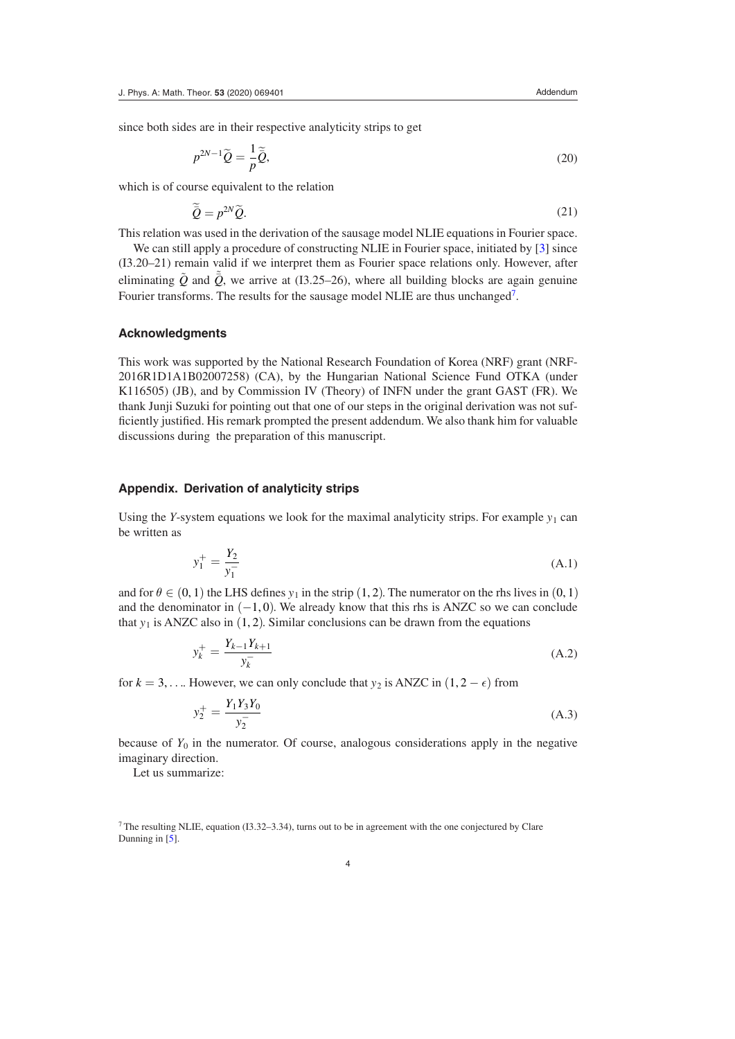since both sides are in their respective analyticity strips to get

$$p^{2N-1}\widetilde{Q} = \frac{1}{p}\widetilde{\widetilde{Q}}, \tag{20}$$

which is of course equivalent to the relation

$$\widetilde{\widetilde{Q}} = p^{2N}\widetilde{Q}. \tag{21}$$

This relation was used in the derivation of the sausage model NLIE equations in Fourier space.

We can still apply a procedure of constructing NLIE in Fourier space, initiated by [3] since (I3.20–21) remain valid if we interpret them as Fourier space relations only. However, after eliminating $\tilde{Q}$ and $\tilde{\tilde{Q}}$, we arrive at (I3.25–26), where all building blocks are again genuine Fourier transforms. The results for the sausage model NLIE are thus unchanged[7].

## Acknowledgments

This work was supported by the National Research Foundation of Korea (NRF) grant (NRF-2016R1D1A1B02007258) (CA), by the Hungarian National Science Fund OTKA (under K116505) (JB), and by Commission IV (Theory) of INFN under the grant GAST (FR). We thank Junji Suzuki for pointing out that one of our steps in the original derivation was not sufficiently justified. His remark prompted the present addendum. We also thank him for valuable discussions during the preparation of this manuscript.

## Appendix. Derivation of analyticity strips

Using the $Y$-system equations we look for the maximal analyticity strips. For example $y_1$ can be written as

$$y_1^+ = \frac{Y_2}{y_1^-} \tag{A.1}$$

and for $\theta \in (0,1)$ the LHS defines $y_1$ in the strip $(1,2)$. The numerator on the rhs lives in $(0,1)$ and the denominator in $(-1,0)$. We already know that this rhs is ANZC so we can conclude that $y_1$ is ANZC also in $(1,2)$. Similar conclusions can be drawn from the equations

$$y_k^+ = \frac{Y_{k-1}Y_{k+1}}{y_k^-} \tag{A.2}$$

for $k = 3, \ldots$. However, we can only conclude that $y_2$ is ANZC in $(1, 2-\epsilon)$ from

$$y_2^+ = \frac{Y_1 Y_3 Y_0}{y_2^-} \tag{A.3}$$

because of $Y_0$ in the numerator. Of course, analogous considerations apply in the negative imaginary direction.

Let us summarize:

[7] The resulting NLIE, equation (I3.32–3.34), turns out to be in agreement with the one conjectured by Clare Dunning in [5].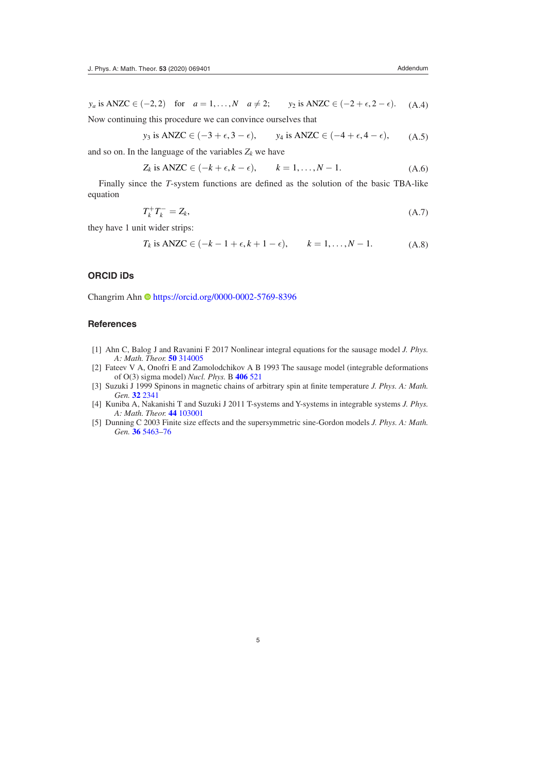$$y_a \text{ is ANZC} \in (-2, 2) \quad \text{for} \quad a = 1, \ldots, N \quad a \neq 2; \qquad y_2 \text{ is ANZC} \in (-2+\epsilon, 2-\epsilon). \tag{A.4}$$

Now continuing this procedure we can convince ourselves that

$$y_3 \text{ is ANZC} \in (-3+\epsilon, 3-\epsilon), \qquad y_4 \text{ is ANZC} \in (-4+\epsilon, 4-\epsilon), \tag{A.5}$$

and so on. In the language of the variables $Z_k$ we have

$$Z_k \text{ is ANZC} \in (-k+\epsilon, k-\epsilon), \qquad k = 1, \ldots, N-1. \tag{A.6}$$

Finally since the $T$-system functions are defined as the solution of the basic TBA-like equation

$$T_k^+ T_k^- = Z_k, \tag{A.7}$$

they have 1 unit wider strips:

$$T_k \text{ is ANZC} \in (-k-1+\epsilon, k+1-\epsilon), \qquad k = 1, \ldots, N-1. \tag{A.8}$$

## ORCID iDs

Changrim Ahn https://orcid.org/0000-0002-5769-8396

## References

[1] Ahn C, Balog J and Ravanini F 2017 Nonlinear integral equations for the sausage model *J. Phys. A: Math. Theor.* **50** 314005

[2] Fateev V A, Onofri E and Zamolodchikov A B 1993 The sausage model (integrable deformations of O(3) sigma model) *Nucl. Phys.* B **406** 521

[3] Suzuki J 1999 Spinons in magnetic chains of arbitrary spin at finite temperature *J. Phys. A: Math. Gen.* **32** 2341

[4] Kuniba A, Nakanishi T and Suzuki J 2011 T-systems and Y-systems in integrable systems *J. Phys. A: Math. Theor.* **44** 103001

[5] Dunning C 2003 Finite size effects and the supersymmetric sine-Gordon models *J. Phys. A: Math. Gen.* **36** 5463–76